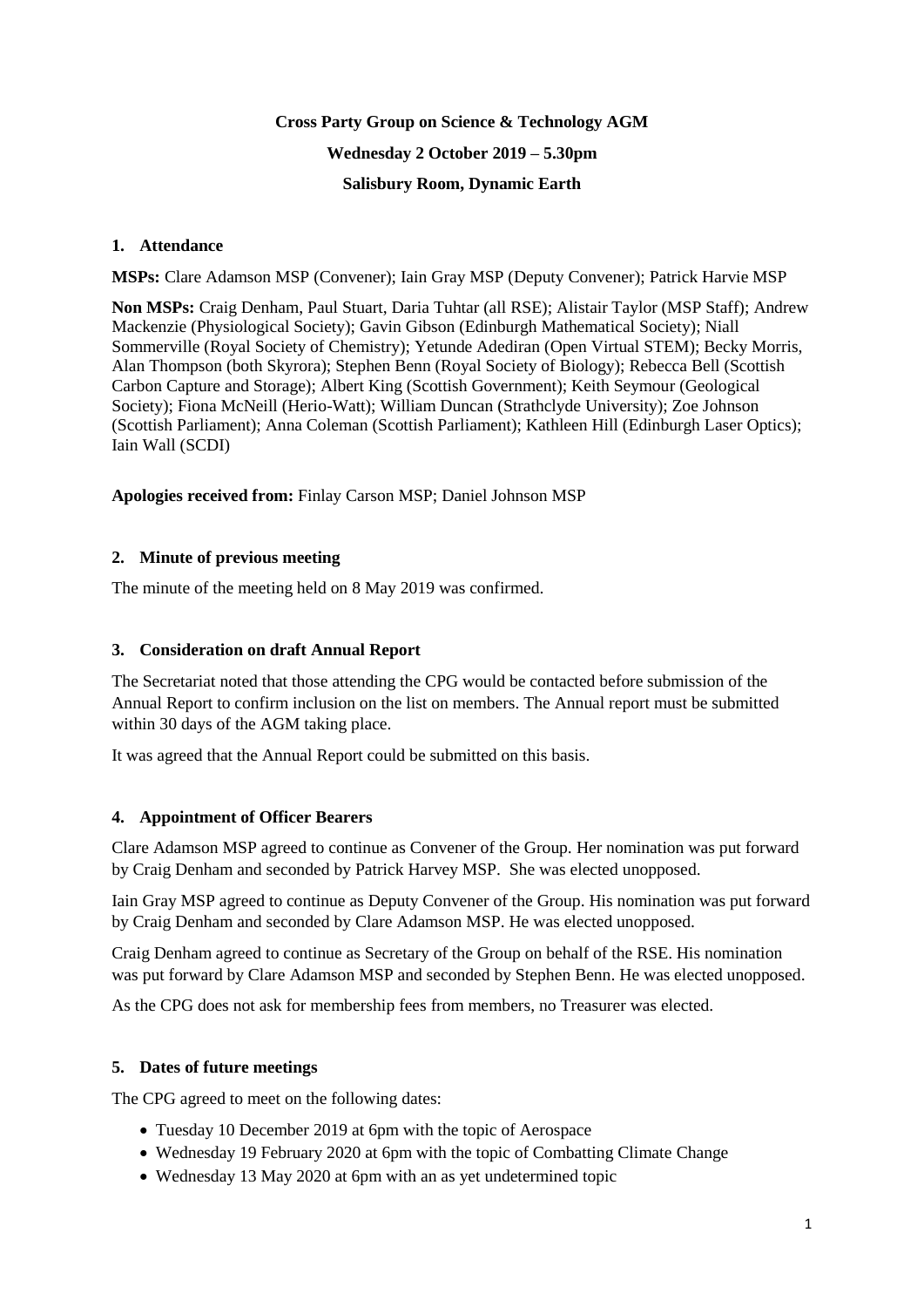**Cross Party Group on Science & Technology AGM**

**Wednesday 2 October 2019 – 5.30pm**

**Salisbury Room, Dynamic Earth**

## 1. Attendance

**MSPs:** Clare Adamson MSP (Convener); Iain Gray MSP (Deputy Convener); Patrick Harvie MSP

**Non MSPs:** Craig Denham, Paul Stuart, Daria Tuhtar (all RSE); Alistair Taylor (MSP Staff); Andrew Mackenzie (Physiological Society); Gavin Gibson (Edinburgh Mathematical Society); Niall Sommerville (Royal Society of Chemistry); Yetunde Adediran (Open Virtual STEM); Becky Morris, Alan Thompson (both Skyrora); Stephen Benn (Royal Society of Biology); Rebecca Bell (Scottish Carbon Capture and Storage); Albert King (Scottish Government); Keith Seymour (Geological Society); Fiona McNeill (Herio-Watt); William Duncan (Strathclyde University); Zoe Johnson (Scottish Parliament); Anna Coleman (Scottish Parliament); Kathleen Hill (Edinburgh Laser Optics); Iain Wall (SCDI)

**Apologies received from:** Finlay Carson MSP; Daniel Johnson MSP

## 2. Minute of previous meeting

The minute of the meeting held on 8 May 2019 was confirmed.

## 3. Consideration on draft Annual Report

The Secretariat noted that those attending the CPG would be contacted before submission of the Annual Report to confirm inclusion on the list on members. The Annual report must be submitted within 30 days of the AGM taking place.

It was agreed that the Annual Report could be submitted on this basis.

## 4. Appointment of Officer Bearers

Clare Adamson MSP agreed to continue as Convener of the Group. Her nomination was put forward by Craig Denham and seconded by Patrick Harvey MSP. She was elected unopposed.

Iain Gray MSP agreed to continue as Deputy Convener of the Group. His nomination was put forward by Craig Denham and seconded by Clare Adamson MSP. He was elected unopposed.

Craig Denham agreed to continue as Secretary of the Group on behalf of the RSE. His nomination was put forward by Clare Adamson MSP and seconded by Stephen Benn. He was elected unopposed.

As the CPG does not ask for membership fees from members, no Treasurer was elected.

## 5. Dates of future meetings

The CPG agreed to meet on the following dates:

- Tuesday 10 December 2019 at 6pm with the topic of Aerospace
- Wednesday 19 February 2020 at 6pm with the topic of Combatting Climate Change
- Wednesday 13 May 2020 at 6pm with an as yet undetermined topic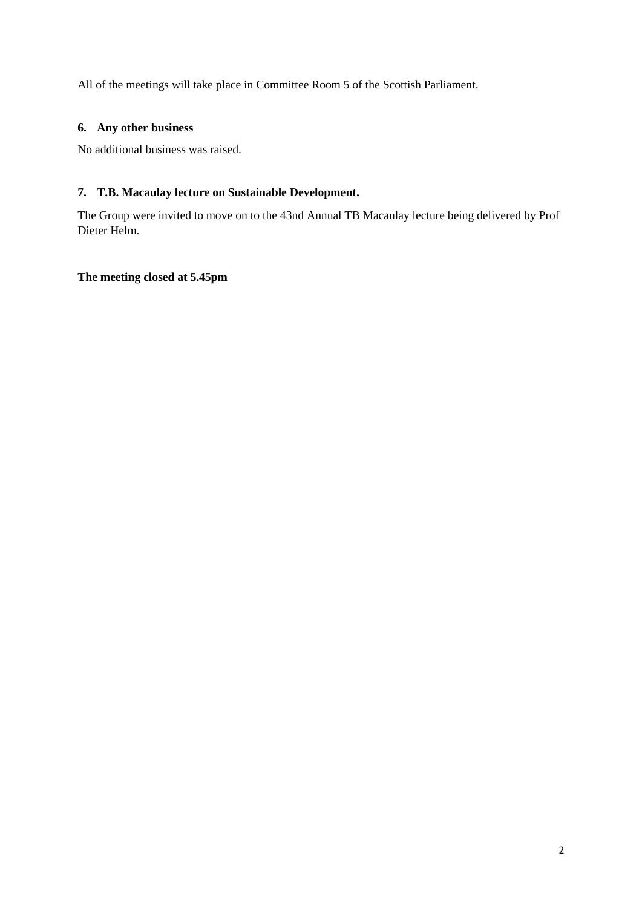All of the meetings will take place in Committee Room 5 of the Scottish Parliament.

### 6. Any other business

No additional business was raised.

### 7. T.B. Macaulay lecture on Sustainable Development.

The Group were invited to move on to the 43nd Annual TB Macaulay lecture being delivered by Prof Dieter Helm.

**The meeting closed at 5.45pm**